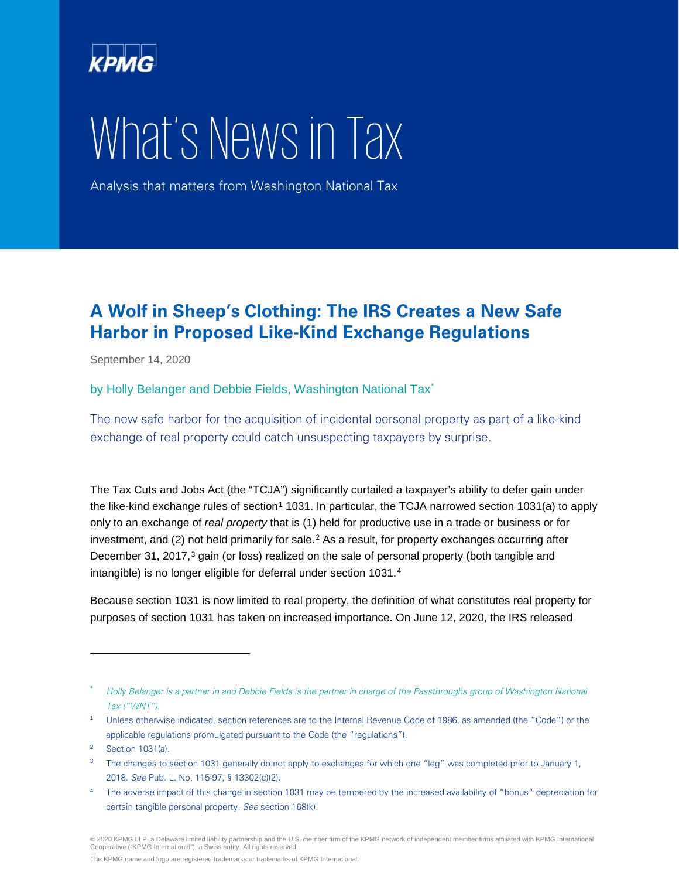KPMG

# What's News in Tax

Analysis that matters from Washington National Tax

## A Wolf in Sheep's Clothing: The IRS Creates a New Safe Harbor in Proposed Like-Kind Exchange Regulations

September 14, 2020

by Holly Belanger and Debbie Fields, Washington National Tax[*]

The new safe harbor for the acquisition of incidental personal property as part of a like-kind exchange of real property could catch unsuspecting taxpayers by surprise.

The Tax Cuts and Jobs Act (the "TCJA") significantly curtailed a taxpayer's ability to defer gain under the like-kind exchange rules of section[1] 1031. In particular, the TCJA narrowed section 1031(a) to apply only to an exchange of *real property* that is (1) held for productive use in a trade or business or for investment, and (2) not held primarily for sale.[2] As a result, for property exchanges occurring after December 31, 2017,[3] gain (or loss) realized on the sale of personal property (both tangible and intangible) is no longer eligible for deferral under section 1031.[4]

Because section 1031 is now limited to real property, the definition of what constitutes real property for purposes of section 1031 has taken on increased importance. On June 12, 2020, the IRS released

---

[*] *Holly Belanger is a partner in and Debbie Fields is the partner in charge of the Passthroughs group of Washington National Tax ("WNT").*

[1] Unless otherwise indicated, section references are to the Internal Revenue Code of 1986, as amended (the "Code") or the applicable regulations promulgated pursuant to the Code (the "regulations").

[2] Section 1031(a).

[3] The changes to section 1031 generally do not apply to exchanges for which one "leg" was completed prior to January 1, 2018. *See* Pub. L. No. 115-97, § 13302(c)(2).

[4] The adverse impact of this change in section 1031 may be tempered by the increased availability of "bonus" depreciation for certain tangible personal property. *See* section 168(k).

© 2020 KPMG LLP, a Delaware limited liability partnership and the U.S. member firm of the KPMG network of independent member firms affiliated with KPMG International Cooperative ("KPMG International"), a Swiss entity. All rights reserved.

The KPMG name and logo are registered trademarks or trademarks of KPMG International.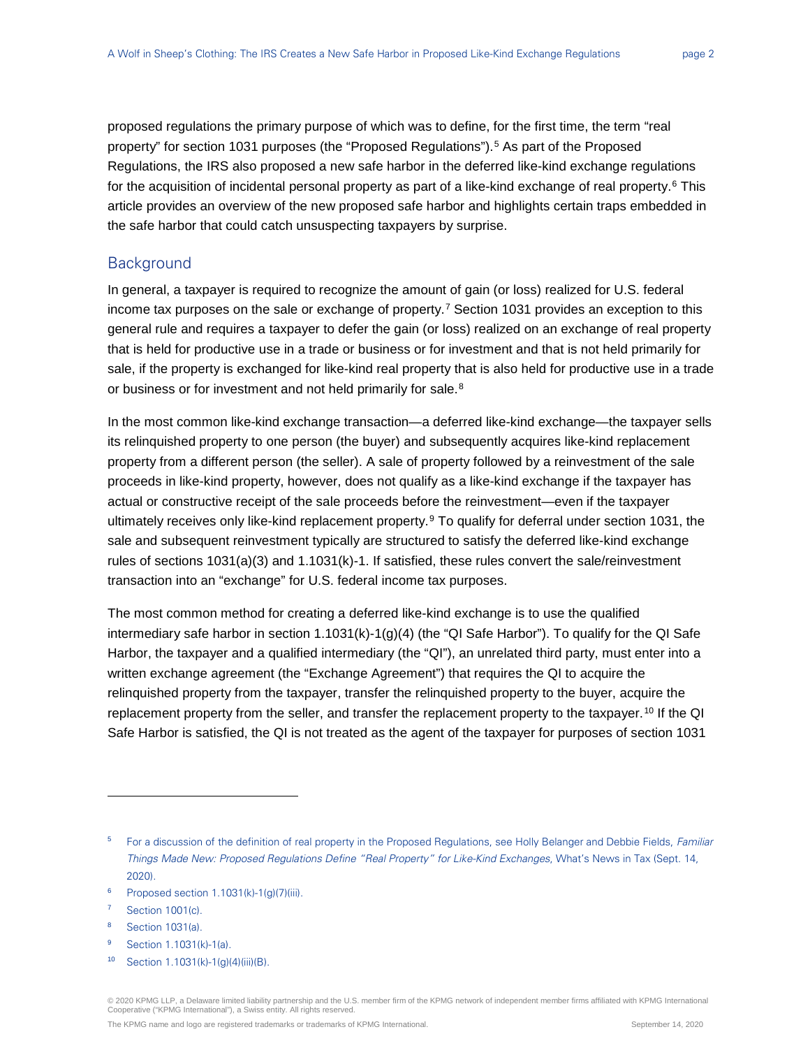proposed regulations the primary purpose of which was to define, for the first time, the term "real property" for section 1031 purposes (the "Proposed Regulations").[5] As part of the Proposed Regulations, the IRS also proposed a new safe harbor in the deferred like-kind exchange regulations for the acquisition of incidental personal property as part of a like-kind exchange of real property.[6] This article provides an overview of the new proposed safe harbor and highlights certain traps embedded in the safe harbor that could catch unsuspecting taxpayers by surprise.

## Background

In general, a taxpayer is required to recognize the amount of gain (or loss) realized for U.S. federal income tax purposes on the sale or exchange of property.[7] Section 1031 provides an exception to this general rule and requires a taxpayer to defer the gain (or loss) realized on an exchange of real property that is held for productive use in a trade or business or for investment and that is not held primarily for sale, if the property is exchanged for like-kind real property that is also held for productive use in a trade or business or for investment and not held primarily for sale.[8]

In the most common like-kind exchange transaction—a deferred like-kind exchange—the taxpayer sells its relinquished property to one person (the buyer) and subsequently acquires like-kind replacement property from a different person (the seller). A sale of property followed by a reinvestment of the sale proceeds in like-kind property, however, does not qualify as a like-kind exchange if the taxpayer has actual or constructive receipt of the sale proceeds before the reinvestment—even if the taxpayer ultimately receives only like-kind replacement property.[9] To qualify for deferral under section 1031, the sale and subsequent reinvestment typically are structured to satisfy the deferred like-kind exchange rules of sections 1031(a)(3) and 1.1031(k)-1. If satisfied, these rules convert the sale/reinvestment transaction into an "exchange" for U.S. federal income tax purposes.

The most common method for creating a deferred like-kind exchange is to use the qualified intermediary safe harbor in section 1.1031(k)-1(g)(4) (the "QI Safe Harbor"). To qualify for the QI Safe Harbor, the taxpayer and a qualified intermediary (the "QI"), an unrelated third party, must enter into a written exchange agreement (the "Exchange Agreement") that requires the QI to acquire the relinquished property from the taxpayer, transfer the relinquished property to the buyer, acquire the replacement property from the seller, and transfer the replacement property to the taxpayer.[10] If the QI Safe Harbor is satisfied, the QI is not treated as the agent of the taxpayer for purposes of section 1031

---

[5] For a discussion of the definition of real property in the Proposed Regulations, see Holly Belanger and Debbie Fields, *Familiar Things Made New: Proposed Regulations Define "Real Property" for Like-Kind Exchanges*, What's News in Tax (Sept. 14, 2020).

[6] Proposed section 1.1031(k)-1(g)(7)(iii).

[7] Section 1001(c).

[8] Section 1031(a).

[9] Section 1.1031(k)-1(a).

[10] Section 1.1031(k)-1(g)(4)(iii)(B).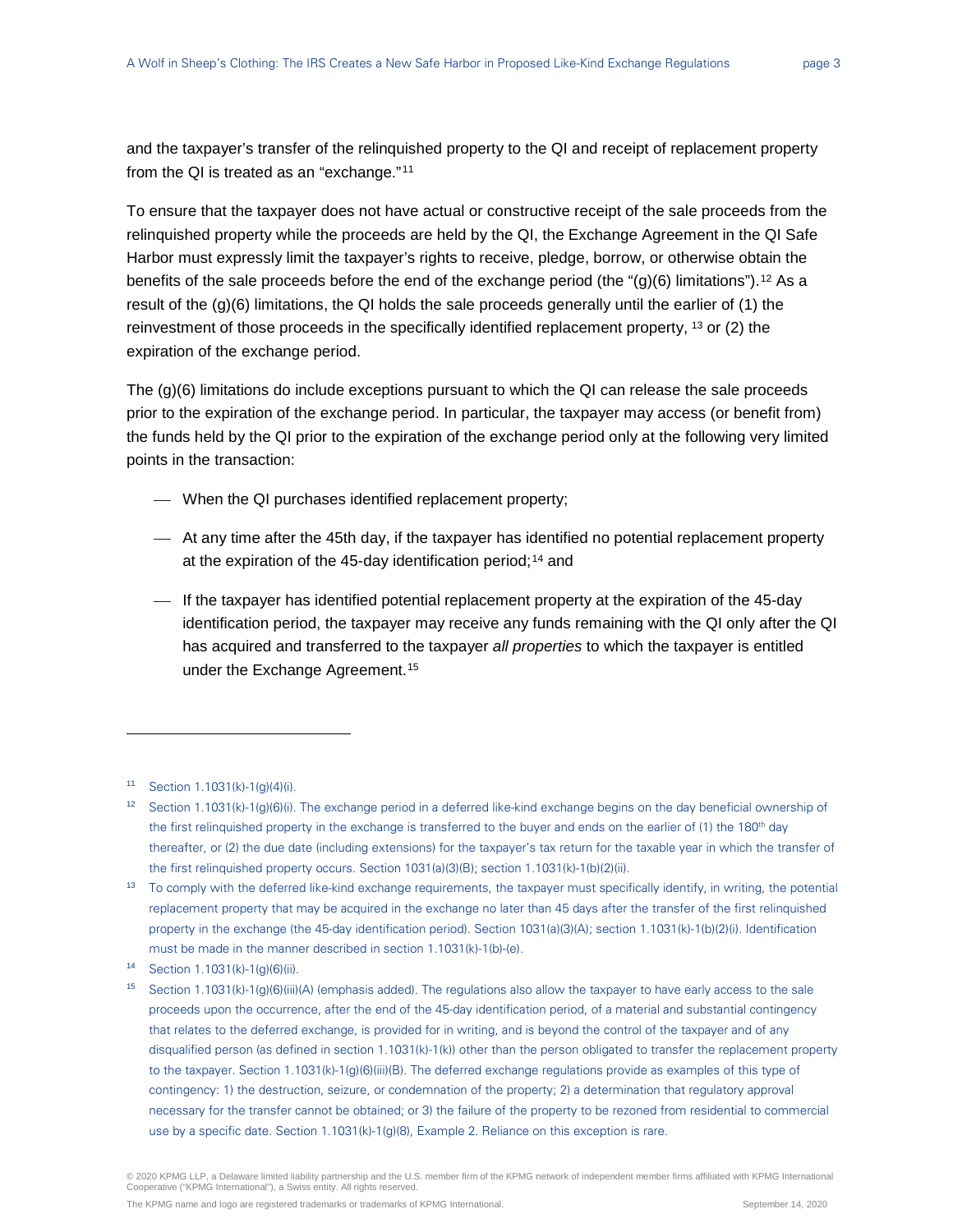and the taxpayer's transfer of the relinquished property to the QI and receipt of replacement property from the QI is treated as an "exchange."[11]

To ensure that the taxpayer does not have actual or constructive receipt of the sale proceeds from the relinquished property while the proceeds are held by the QI, the Exchange Agreement in the QI Safe Harbor must expressly limit the taxpayer's rights to receive, pledge, borrow, or otherwise obtain the benefits of the sale proceeds before the end of the exchange period (the "(g)(6) limitations").[12] As a result of the (g)(6) limitations, the QI holds the sale proceeds generally until the earlier of (1) the reinvestment of those proceeds in the specifically identified replacement property, [13] or (2) the expiration of the exchange period.

The (g)(6) limitations do include exceptions pursuant to which the QI can release the sale proceeds prior to the expiration of the exchange period. In particular, the taxpayer may access (or benefit from) the funds held by the QI prior to the expiration of the exchange period only at the following very limited points in the transaction:

- When the QI purchases identified replacement property;
- At any time after the 45th day, if the taxpayer has identified no potential replacement property at the expiration of the 45-day identification period;[14] and
- If the taxpayer has identified potential replacement property at the expiration of the 45-day identification period, the taxpayer may receive any funds remaining with the QI only after the QI has acquired and transferred to the taxpayer *all properties* to which the taxpayer is entitled under the Exchange Agreement.[15]

---

[11] Section 1.1031(k)-1(g)(4)(i).

[12] Section 1.1031(k)-1(g)(6)(i). The exchange period in a deferred like-kind exchange begins on the day beneficial ownership of the first relinquished property in the exchange is transferred to the buyer and ends on the earlier of (1) the 180th day thereafter, or (2) the due date (including extensions) for the taxpayer's tax return for the taxable year in which the transfer of the first relinquished property occurs. Section 1031(a)(3)(B); section 1.1031(k)-1(b)(2)(ii).

[13] To comply with the deferred like-kind exchange requirements, the taxpayer must specifically identify, in writing, the potential replacement property that may be acquired in the exchange no later than 45 days after the transfer of the first relinquished property in the exchange (the 45-day identification period). Section 1031(a)(3)(A); section 1.1031(k)-1(b)(2)(i). Identification must be made in the manner described in section 1.1031(k)-1(b)-(e).

[14] Section 1.1031(k)-1(g)(6)(ii).

[15] Section 1.1031(k)-1(g)(6)(iii)(A) (emphasis added). The regulations also allow the taxpayer to have early access to the sale proceeds upon the occurrence, after the end of the 45-day identification period, of a material and substantial contingency that relates to the deferred exchange, is provided for in writing, and is beyond the control of the taxpayer and of any disqualified person (as defined in section 1.1031(k)-1(k)) other than the person obligated to transfer the replacement property to the taxpayer. Section 1.1031(k)-1(g)(6)(iii)(B). The deferred exchange regulations provide as examples of this type of contingency: 1) the destruction, seizure, or condemnation of the property; 2) a determination that regulatory approval necessary for the transfer cannot be obtained; or 3) the failure of the property to be rezoned from residential to commercial use by a specific date. Section 1.1031(k)-1(g)(8), Example 2. Reliance on this exception is rare.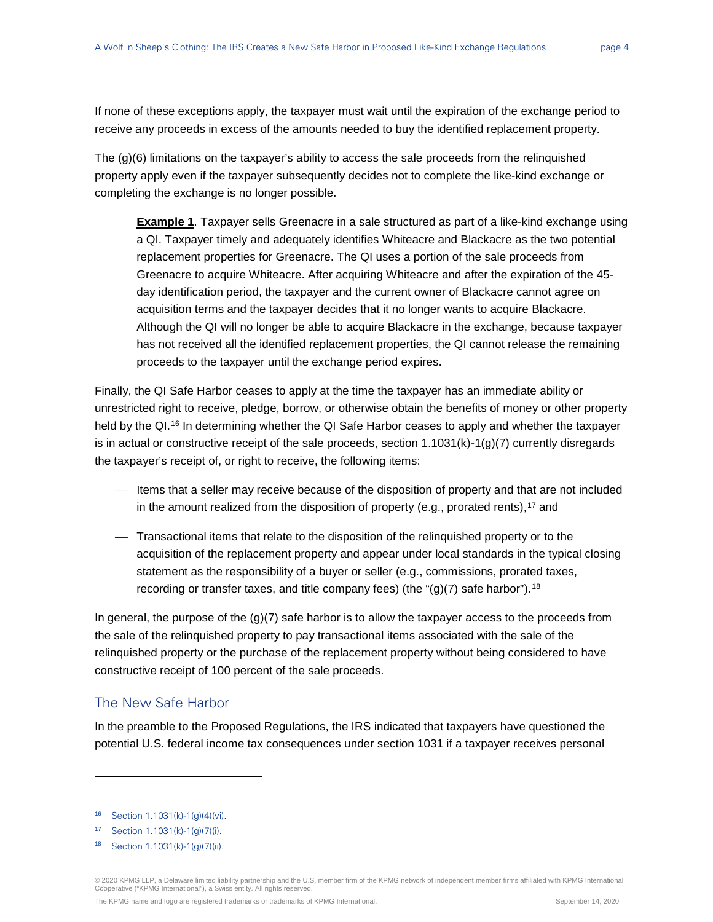If none of these exceptions apply, the taxpayer must wait until the expiration of the exchange period to receive any proceeds in excess of the amounts needed to buy the identified replacement property.

The (g)(6) limitations on the taxpayer's ability to access the sale proceeds from the relinquished property apply even if the taxpayer subsequently decides not to complete the like-kind exchange or completing the exchange is no longer possible.

> **Example 1**. Taxpayer sells Greenacre in a sale structured as part of a like-kind exchange using a QI. Taxpayer timely and adequately identifies Whiteacre and Blackacre as the two potential replacement properties for Greenacre. The QI uses a portion of the sale proceeds from Greenacre to acquire Whiteacre. After acquiring Whiteacre and after the expiration of the 45-day identification period, the taxpayer and the current owner of Blackacre cannot agree on acquisition terms and the taxpayer decides that it no longer wants to acquire Blackacre. Although the QI will no longer be able to acquire Blackacre in the exchange, because taxpayer has not received all the identified replacement properties, the QI cannot release the remaining proceeds to the taxpayer until the exchange period expires.

Finally, the QI Safe Harbor ceases to apply at the time the taxpayer has an immediate ability or unrestricted right to receive, pledge, borrow, or otherwise obtain the benefits of money or other property held by the QI.[16] In determining whether the QI Safe Harbor ceases to apply and whether the taxpayer is in actual or constructive receipt of the sale proceeds, section 1.1031(k)-1(g)(7) currently disregards the taxpayer's receipt of, or right to receive, the following items:

- Items that a seller may receive because of the disposition of property and that are not included in the amount realized from the disposition of property (e.g., prorated rents),[17] and
- Transactional items that relate to the disposition of the relinquished property or to the acquisition of the replacement property and appear under local standards in the typical closing statement as the responsibility of a buyer or seller (e.g., commissions, prorated taxes, recording or transfer taxes, and title company fees) (the "(g)(7) safe harbor").[18]

In general, the purpose of the (g)(7) safe harbor is to allow the taxpayer access to the proceeds from the sale of the relinquished property to pay transactional items associated with the sale of the relinquished property or the purchase of the replacement property without being considered to have constructive receipt of 100 percent of the sale proceeds.

## The New Safe Harbor

In the preamble to the Proposed Regulations, the IRS indicated that taxpayers have questioned the potential U.S. federal income tax consequences under section 1031 if a taxpayer receives personal

---

[16] Section 1.1031(k)-1(g)(4)(vi).

[17] Section 1.1031(k)-1(g)(7)(i).

[18] Section 1.1031(k)-1(g)(7)(ii).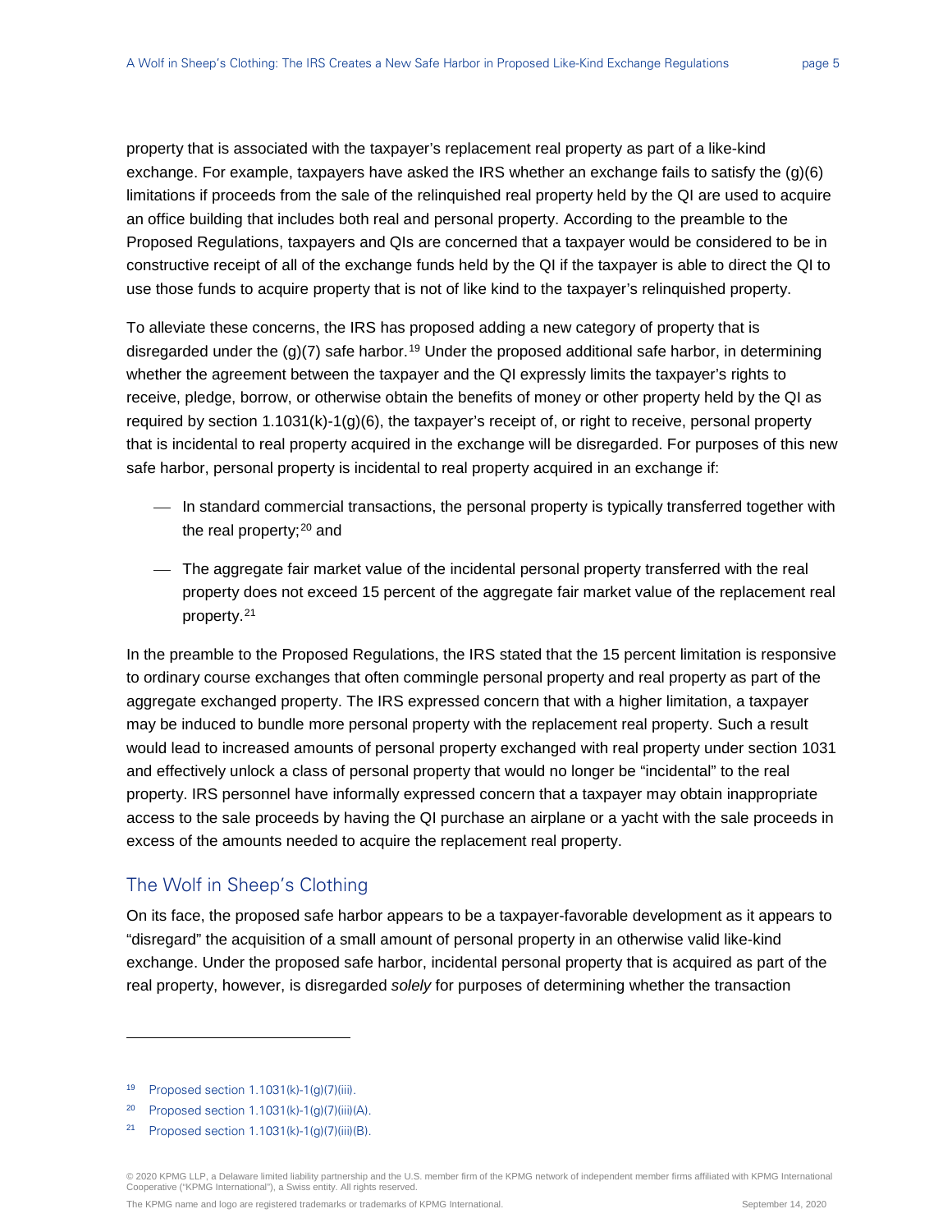property that is associated with the taxpayer's replacement real property as part of a like-kind exchange. For example, taxpayers have asked the IRS whether an exchange fails to satisfy the (g)(6) limitations if proceeds from the sale of the relinquished real property held by the QI are used to acquire an office building that includes both real and personal property. According to the preamble to the Proposed Regulations, taxpayers and QIs are concerned that a taxpayer would be considered to be in constructive receipt of all of the exchange funds held by the QI if the taxpayer is able to direct the QI to use those funds to acquire property that is not of like kind to the taxpayer's relinquished property.

To alleviate these concerns, the IRS has proposed adding a new category of property that is disregarded under the (g)(7) safe harbor.[19] Under the proposed additional safe harbor, in determining whether the agreement between the taxpayer and the QI expressly limits the taxpayer's rights to receive, pledge, borrow, or otherwise obtain the benefits of money or other property held by the QI as required by section 1.1031(k)-1(g)(6), the taxpayer's receipt of, or right to receive, personal property that is incidental to real property acquired in the exchange will be disregarded. For purposes of this new safe harbor, personal property is incidental to real property acquired in an exchange if:

- In standard commercial transactions, the personal property is typically transferred together with the real property;[20] and
- The aggregate fair market value of the incidental personal property transferred with the real property does not exceed 15 percent of the aggregate fair market value of the replacement real property.[21]

In the preamble to the Proposed Regulations, the IRS stated that the 15 percent limitation is responsive to ordinary course exchanges that often commingle personal property and real property as part of the aggregate exchanged property. The IRS expressed concern that with a higher limitation, a taxpayer may be induced to bundle more personal property with the replacement real property. Such a result would lead to increased amounts of personal property exchanged with real property under section 1031 and effectively unlock a class of personal property that would no longer be "incidental" to the real property. IRS personnel have informally expressed concern that a taxpayer may obtain inappropriate access to the sale proceeds by having the QI purchase an airplane or a yacht with the sale proceeds in excess of the amounts needed to acquire the replacement real property.

## The Wolf in Sheep's Clothing

On its face, the proposed safe harbor appears to be a taxpayer-favorable development as it appears to "disregard" the acquisition of a small amount of personal property in an otherwise valid like-kind exchange. Under the proposed safe harbor, incidental personal property that is acquired as part of the real property, however, is disregarded *solely* for purposes of determining whether the transaction

---

[19] Proposed section 1.1031(k)-1(g)(7)(iii).

[20] Proposed section 1.1031(k)-1(g)(7)(iii)(A).

[21] Proposed section 1.1031(k)-1(g)(7)(iii)(B).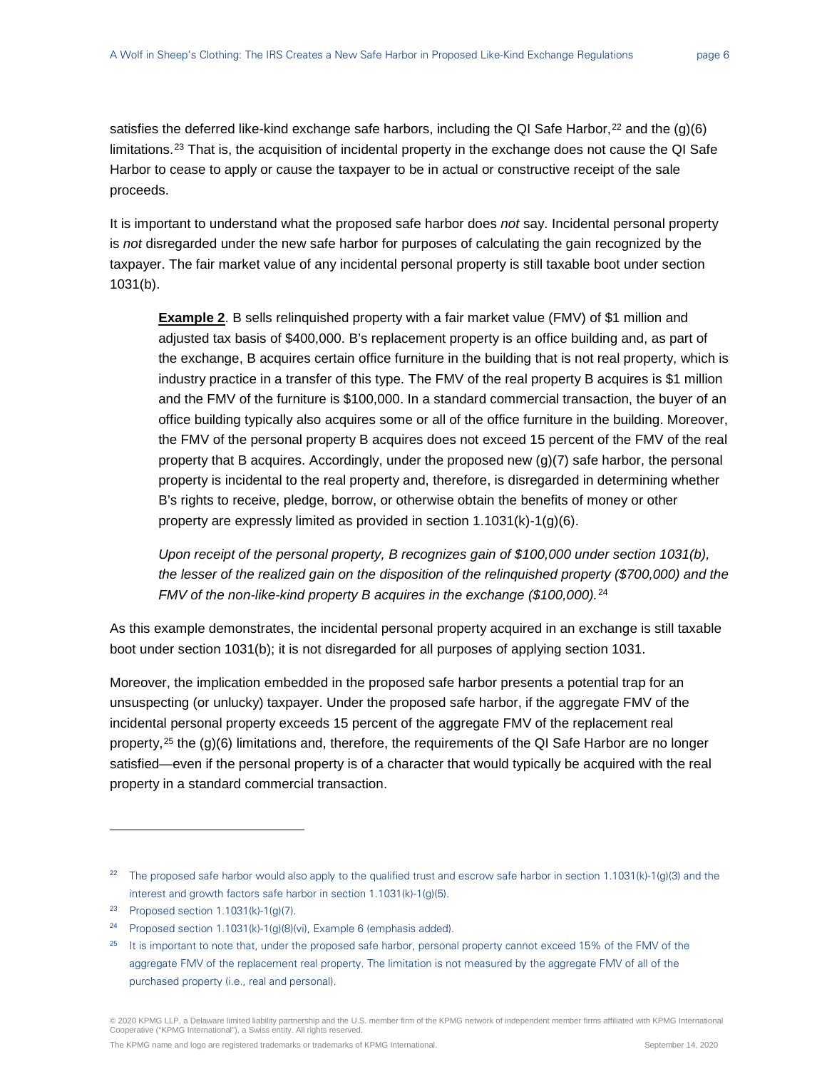satisfies the deferred like-kind exchange safe harbors, including the QI Safe Harbor,[22] and the (g)(6) limitations.[23] That is, the acquisition of incidental property in the exchange does not cause the QI Safe Harbor to cease to apply or cause the taxpayer to be in actual or constructive receipt of the sale proceeds.

It is important to understand what the proposed safe harbor does *not* say. Incidental personal property is *not* disregarded under the new safe harbor for purposes of calculating the gain recognized by the taxpayer. The fair market value of any incidental personal property is still taxable boot under section 1031(b).

> **Example 2**. B sells relinquished property with a fair market value (FMV) of $1 million and adjusted tax basis of $400,000. B's replacement property is an office building and, as part of the exchange, B acquires certain office furniture in the building that is not real property, which is industry practice in a transfer of this type. The FMV of the real property B acquires is $1 million and the FMV of the furniture is $100,000. In a standard commercial transaction, the buyer of an office building typically also acquires some or all of the office furniture in the building. Moreover, the FMV of the personal property B acquires does not exceed 15 percent of the FMV of the real property that B acquires. Accordingly, under the proposed new (g)(7) safe harbor, the personal property is incidental to the real property and, therefore, is disregarded in determining whether B's rights to receive, pledge, borrow, or otherwise obtain the benefits of money or other property are expressly limited as provided in section 1.1031(k)-1(g)(6).
>
> *Upon receipt of the personal property, B recognizes gain of $100,000 under section 1031(b), the lesser of the realized gain on the disposition of the relinquished property ($700,000) and the FMV of the non-like-kind property B acquires in the exchange ($100,000).*[24]

As this example demonstrates, the incidental personal property acquired in an exchange is still taxable boot under section 1031(b); it is not disregarded for all purposes of applying section 1031.

Moreover, the implication embedded in the proposed safe harbor presents a potential trap for an unsuspecting (or unlucky) taxpayer. Under the proposed safe harbor, if the aggregate FMV of the incidental personal property exceeds 15 percent of the aggregate FMV of the replacement real property,[25] the (g)(6) limitations and, therefore, the requirements of the QI Safe Harbor are no longer satisfied—even if the personal property is of a character that would typically be acquired with the real property in a standard commercial transaction.

---

[22] The proposed safe harbor would also apply to the qualified trust and escrow safe harbor in section 1.1031(k)-1(g)(3) and the interest and growth factors safe harbor in section 1.1031(k)-1(g)(5).

[23] Proposed section 1.1031(k)-1(g)(7).

[24] Proposed section 1.1031(k)-1(g)(8)(vi), Example 6 (emphasis added).

[25] It is important to note that, under the proposed safe harbor, personal property cannot exceed 15% of the FMV of the aggregate FMV of the replacement real property. The limitation is not measured by the aggregate FMV of all of the purchased property (i.e., real and personal).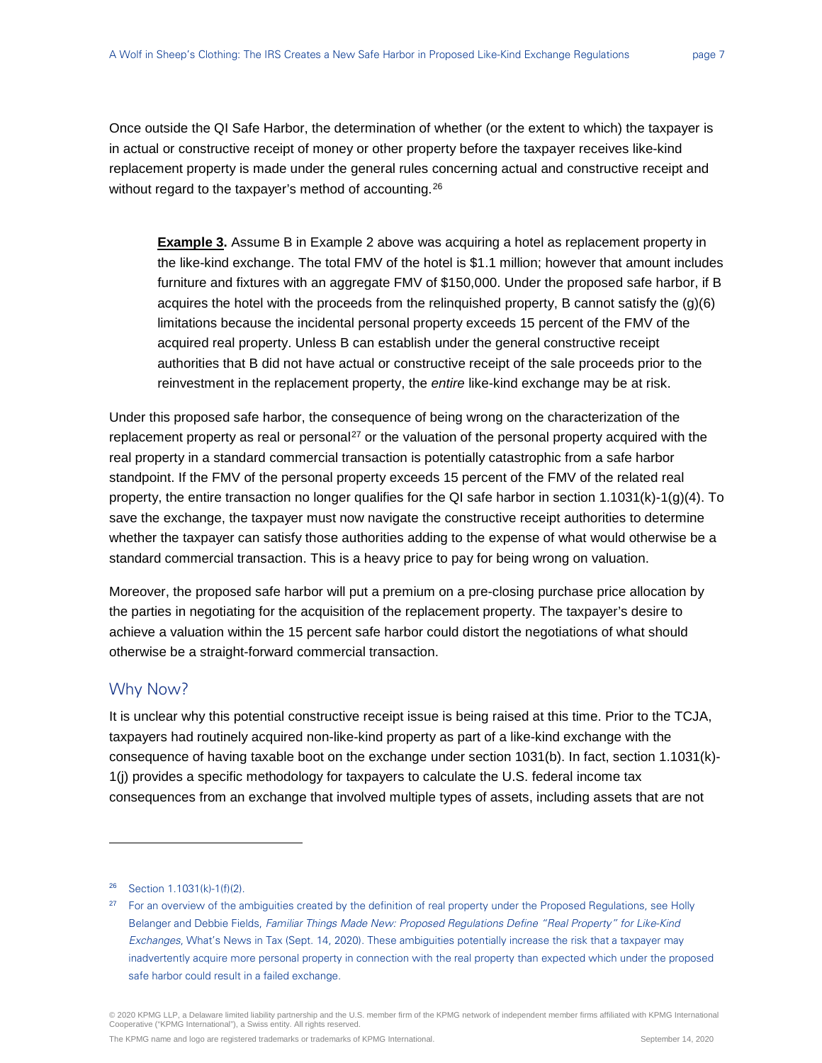Once outside the QI Safe Harbor, the determination of whether (or the extent to which) the taxpayer is in actual or constructive receipt of money or other property before the taxpayer receives like-kind replacement property is made under the general rules concerning actual and constructive receipt and without regard to the taxpayer's method of accounting.[26]

> **Example 3.** Assume B in Example 2 above was acquiring a hotel as replacement property in the like-kind exchange. The total FMV of the hotel is $1.1 million; however that amount includes furniture and fixtures with an aggregate FMV of $150,000. Under the proposed safe harbor, if B acquires the hotel with the proceeds from the relinquished property, B cannot satisfy the (g)(6) limitations because the incidental personal property exceeds 15 percent of the FMV of the acquired real property. Unless B can establish under the general constructive receipt authorities that B did not have actual or constructive receipt of the sale proceeds prior to the reinvestment in the replacement property, the *entire* like-kind exchange may be at risk.

Under this proposed safe harbor, the consequence of being wrong on the characterization of the replacement property as real or personal[27] or the valuation of the personal property acquired with the real property in a standard commercial transaction is potentially catastrophic from a safe harbor standpoint. If the FMV of the personal property exceeds 15 percent of the FMV of the related real property, the entire transaction no longer qualifies for the QI safe harbor in section 1.1031(k)-1(g)(4). To save the exchange, the taxpayer must now navigate the constructive receipt authorities to determine whether the taxpayer can satisfy those authorities adding to the expense of what would otherwise be a standard commercial transaction. This is a heavy price to pay for being wrong on valuation.

Moreover, the proposed safe harbor will put a premium on a pre-closing purchase price allocation by the parties in negotiating for the acquisition of the replacement property. The taxpayer's desire to achieve a valuation within the 15 percent safe harbor could distort the negotiations of what should otherwise be a straight-forward commercial transaction.

## Why Now?

It is unclear why this potential constructive receipt issue is being raised at this time. Prior to the TCJA, taxpayers had routinely acquired non-like-kind property as part of a like-kind exchange with the consequence of having taxable boot on the exchange under section 1031(b). In fact, section 1.1031(k)-1(j) provides a specific methodology for taxpayers to calculate the U.S. federal income tax consequences from an exchange that involved multiple types of assets, including assets that are not

---

[26] Section 1.1031(k)-1(f)(2).

[27] For an overview of the ambiguities created by the definition of real property under the Proposed Regulations, see Holly Belanger and Debbie Fields, *Familiar Things Made New: Proposed Regulations Define "Real Property" for Like-Kind Exchanges*, What's News in Tax (Sept. 14, 2020). These ambiguities potentially increase the risk that a taxpayer may inadvertently acquire more personal property in connection with the real property than expected which under the proposed safe harbor could result in a failed exchange.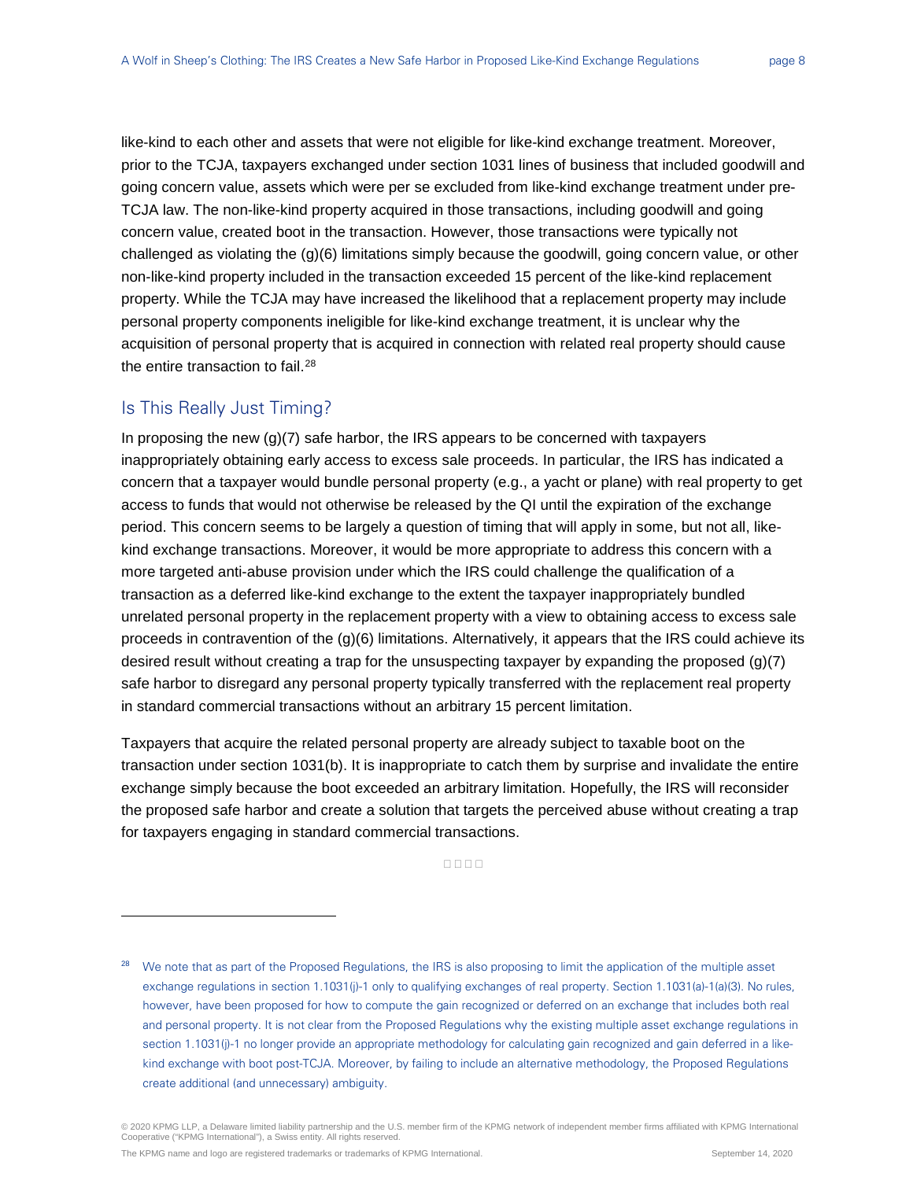like-kind to each other and assets that were not eligible for like-kind exchange treatment. Moreover, prior to the TCJA, taxpayers exchanged under section 1031 lines of business that included goodwill and going concern value, assets which were per se excluded from like-kind exchange treatment under pre-TCJA law. The non-like-kind property acquired in those transactions, including goodwill and going concern value, created boot in the transaction. However, those transactions were typically not challenged as violating the (g)(6) limitations simply because the goodwill, going concern value, or other non-like-kind property included in the transaction exceeded 15 percent of the like-kind replacement property. While the TCJA may have increased the likelihood that a replacement property may include personal property components ineligible for like-kind exchange treatment, it is unclear why the acquisition of personal property that is acquired in connection with related real property should cause the entire transaction to fail.[28]

## Is This Really Just Timing?

In proposing the new (g)(7) safe harbor, the IRS appears to be concerned with taxpayers inappropriately obtaining early access to excess sale proceeds. In particular, the IRS has indicated a concern that a taxpayer would bundle personal property (e.g., a yacht or plane) with real property to get access to funds that would not otherwise be released by the QI until the expiration of the exchange period. This concern seems to be largely a question of timing that will apply in some, but not all, like-kind exchange transactions. Moreover, it would be more appropriate to address this concern with a more targeted anti-abuse provision under which the IRS could challenge the qualification of a transaction as a deferred like-kind exchange to the extent the taxpayer inappropriately bundled unrelated personal property in the replacement property with a view to obtaining access to excess sale proceeds in contravention of the (g)(6) limitations. Alternatively, it appears that the IRS could achieve its desired result without creating a trap for the unsuspecting taxpayer by expanding the proposed (g)(7) safe harbor to disregard any personal property typically transferred with the replacement real property in standard commercial transactions without an arbitrary 15 percent limitation.

Taxpayers that acquire the related personal property are already subject to taxable boot on the transaction under section 1031(b). It is inappropriate to catch them by surprise and invalidate the entire exchange simply because the boot exceeded an arbitrary limitation. Hopefully, the IRS will reconsider the proposed safe harbor and create a solution that targets the perceived abuse without creating a trap for taxpayers engaging in standard commercial transactions.

□ □ □ □

---

[28] We note that as part of the Proposed Regulations, the IRS is also proposing to limit the application of the multiple asset exchange regulations in section 1.1031(j)-1 only to qualifying exchanges of real property. Section 1.1031(a)-1(a)(3). No rules, however, have been proposed for how to compute the gain recognized or deferred on an exchange that includes both real and personal property. It is not clear from the Proposed Regulations why the existing multiple asset exchange regulations in section 1.1031(j)-1 no longer provide an appropriate methodology for calculating gain recognized and gain deferred in a like-kind exchange with boot post-TCJA. Moreover, by failing to include an alternative methodology, the Proposed Regulations create additional (and unnecessary) ambiguity.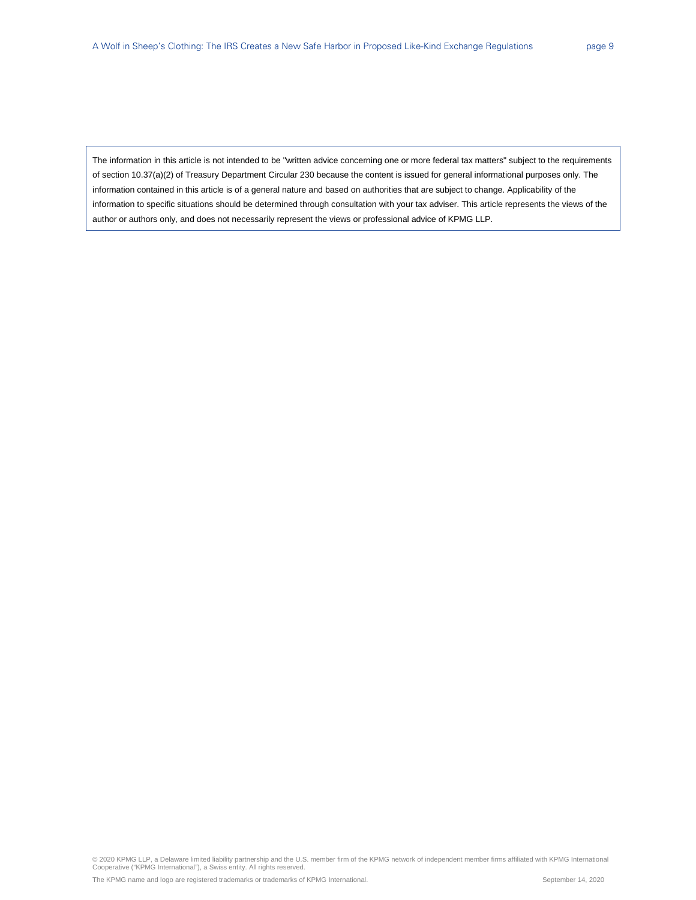The information in this article is not intended to be "written advice concerning one or more federal tax matters" subject to the requirements of section 10.37(a)(2) of Treasury Department Circular 230 because the content is issued for general informational purposes only. The information contained in this article is of a general nature and based on authorities that are subject to change. Applicability of the information to specific situations should be determined through consultation with your tax adviser. This article represents the views of the author or authors only, and does not necessarily represent the views or professional advice of KPMG LLP.

© 2020 KPMG LLP, a Delaware limited liability partnership and the U.S. member firm of the KPMG network of independent member firms affiliated with KPMG International Cooperative ("KPMG International"), a Swiss entity. All rights reserved.

The KPMG name and logo are registered trademarks or trademarks of KPMG International.

September 14, 2020